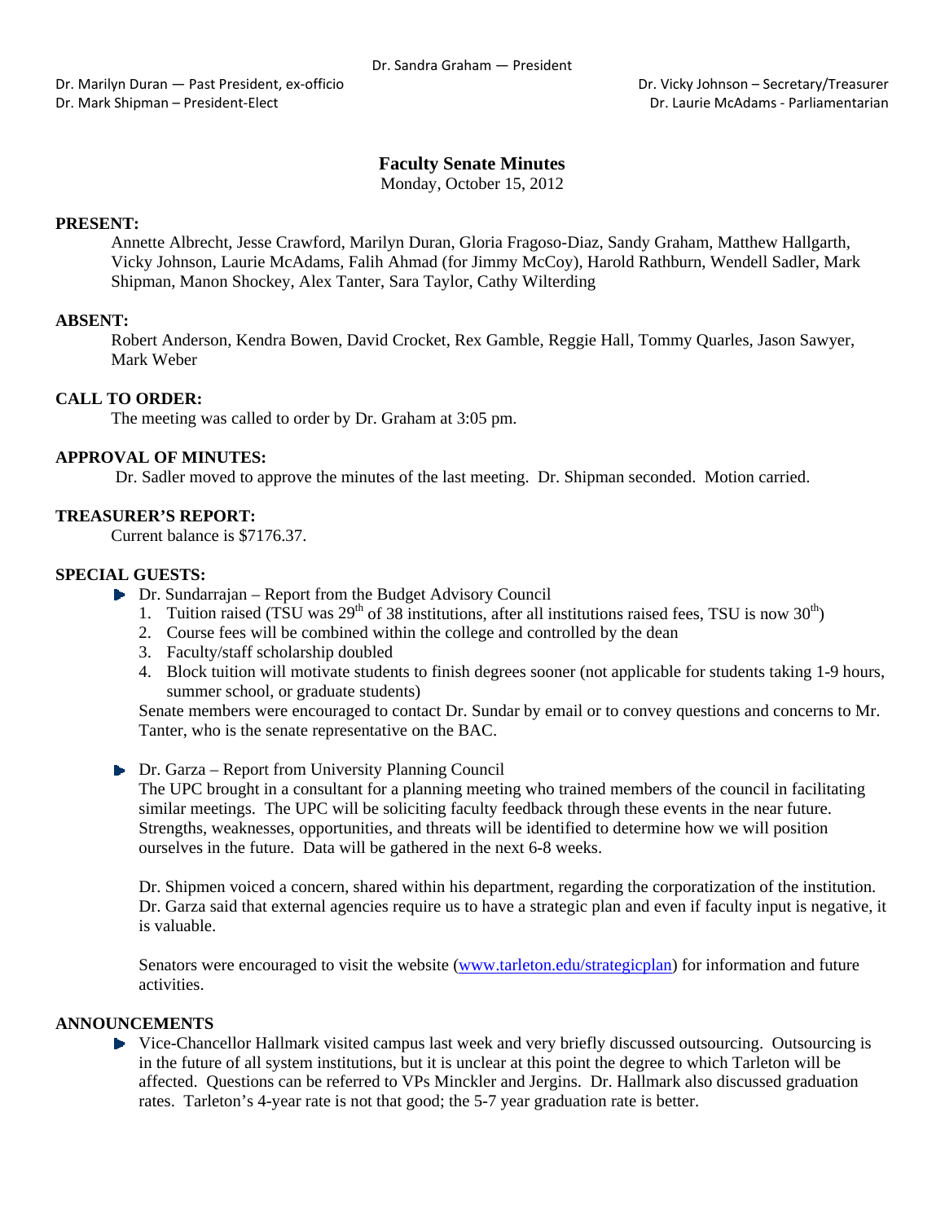Dr. Sandra Graham — President

Dr. Marilyn Duran — Past President, ex-officio
Dr. Mark Shipman – President-Elect

Dr. Vicky Johnson – Secretary/Treasurer
Dr. Laurie McAdams - Parliamentarian

# Faculty Senate Minutes

Monday, October 15, 2012

**PRESENT:**

Annette Albrecht, Jesse Crawford, Marilyn Duran, Gloria Fragoso-Diaz, Sandy Graham, Matthew Hallgarth, Vicky Johnson, Laurie McAdams, Falih Ahmad (for Jimmy McCoy), Harold Rathburn, Wendell Sadler, Mark Shipman, Manon Shockey, Alex Tanter, Sara Taylor, Cathy Wilterding

**ABSENT:**

Robert Anderson, Kendra Bowen, David Crocket, Rex Gamble, Reggie Hall, Tommy Quarles, Jason Sawyer, Mark Weber

**CALL TO ORDER:**

The meeting was called to order by Dr. Graham at 3:05 pm.

**APPROVAL OF MINUTES:**

Dr. Sadler moved to approve the minutes of the last meeting. Dr. Shipman seconded. Motion carried.

**TREASURER'S REPORT:**

Current balance is $7176.37.

**SPECIAL GUESTS:**

- Dr. Sundarrajan – Report from the Budget Advisory Council
  1. Tuition raised (TSU was 29th of 38 institutions, after all institutions raised fees, TSU is now 30th)
  2. Course fees will be combined within the college and controlled by the dean
  3. Faculty/staff scholarship doubled
  4. Block tuition will motivate students to finish degrees sooner (not applicable for students taking 1-9 hours, summer school, or graduate students)

  Senate members were encouraged to contact Dr. Sundar by email or to convey questions and concerns to Mr. Tanter, who is the senate representative on the BAC.

- Dr. Garza – Report from University Planning Council

  The UPC brought in a consultant for a planning meeting who trained members of the council in facilitating similar meetings. The UPC will be soliciting faculty feedback through these events in the near future. Strengths, weaknesses, opportunities, and threats will be identified to determine how we will position ourselves in the future. Data will be gathered in the next 6-8 weeks.

  Dr. Shipmen voiced a concern, shared within his department, regarding the corporatization of the institution. Dr. Garza said that external agencies require us to have a strategic plan and even if faculty input is negative, it is valuable.

  Senators were encouraged to visit the website (www.tarleton.edu/strategicplan) for information and future activities.

**ANNOUNCEMENTS**

- Vice-Chancellor Hallmark visited campus last week and very briefly discussed outsourcing. Outsourcing is in the future of all system institutions, but it is unclear at this point the degree to which Tarleton will be affected. Questions can be referred to VPs Minckler and Jergins. Dr. Hallmark also discussed graduation rates. Tarleton's 4-year rate is not that good; the 5-7 year graduation rate is better.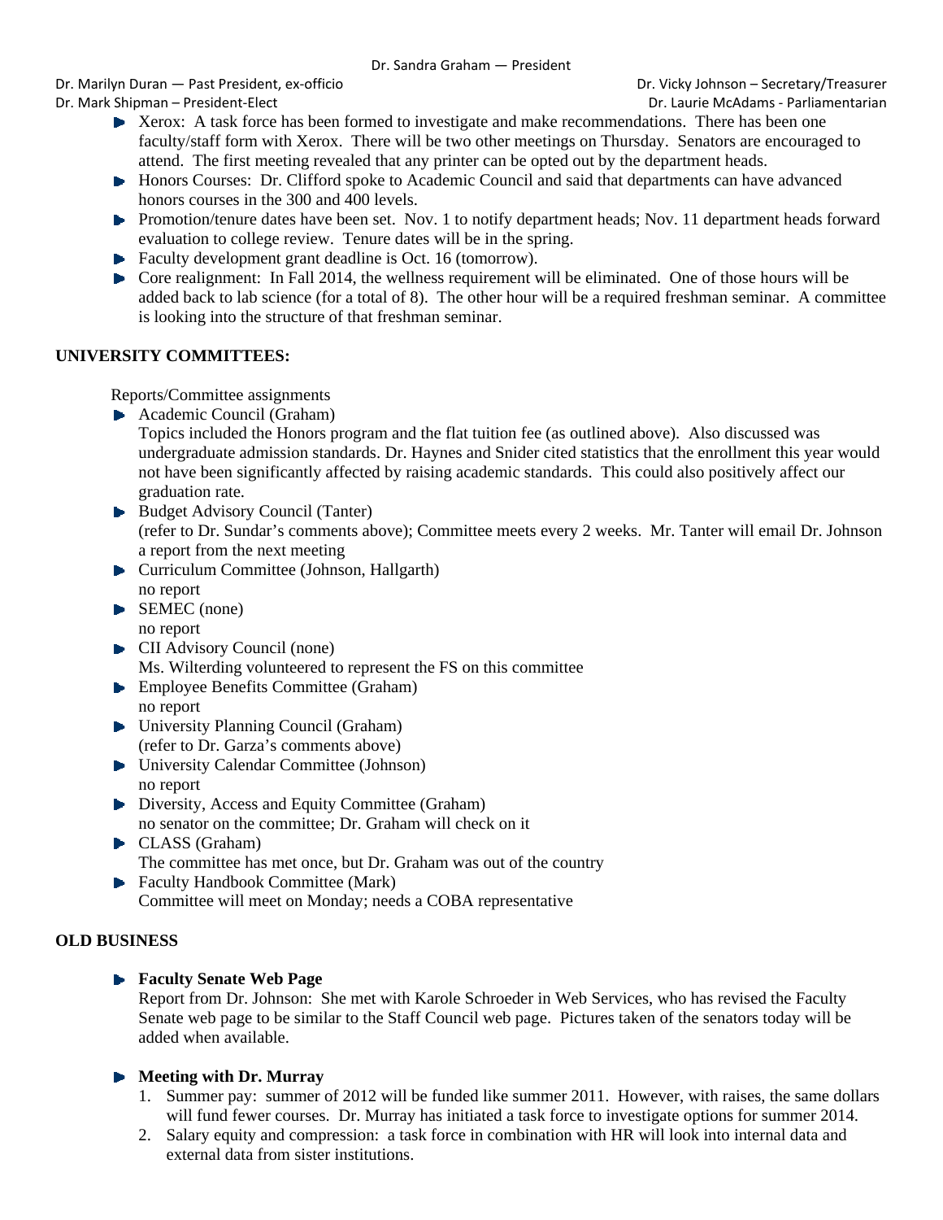- Xerox: A task force has been formed to investigate and make recommendations. There has been one faculty/staff form with Xerox. There will be two other meetings on Thursday. Senators are encouraged to attend. The first meeting revealed that any printer can be opted out by the department heads.
- Honors Courses: Dr. Clifford spoke to Academic Council and said that departments can have advanced honors courses in the 300 and 400 levels.
- Promotion/tenure dates have been set. Nov. 1 to notify department heads; Nov. 11 department heads forward evaluation to college review. Tenure dates will be in the spring.
- Faculty development grant deadline is Oct. 16 (tomorrow).
- Core realignment: In Fall 2014, the wellness requirement will be eliminated. One of those hours will be added back to lab science (for a total of 8). The other hour will be a required freshman seminar. A committee is looking into the structure of that freshman seminar.

## UNIVERSITY COMMITTEES:

Reports/Committee assignments

- Academic Council (Graham)
  Topics included the Honors program and the flat tuition fee (as outlined above). Also discussed was undergraduate admission standards. Dr. Haynes and Snider cited statistics that the enrollment this year would not have been significantly affected by raising academic standards. This could also positively affect our graduation rate.
- Budget Advisory Council (Tanter)
  (refer to Dr. Sundar's comments above); Committee meets every 2 weeks. Mr. Tanter will email Dr. Johnson a report from the next meeting
- Curriculum Committee (Johnson, Hallgarth)
  no report
- SEMEC (none)
  no report
- CII Advisory Council (none)
  Ms. Wilterding volunteered to represent the FS on this committee
- Employee Benefits Committee (Graham)
  no report
- University Planning Council (Graham)
  (refer to Dr. Garza's comments above)
- University Calendar Committee (Johnson)
  no report
- Diversity, Access and Equity Committee (Graham)
  no senator on the committee; Dr. Graham will check on it
- CLASS (Graham)
  The committee has met once, but Dr. Graham was out of the country
- Faculty Handbook Committee (Mark)
  Committee will meet on Monday; needs a COBA representative

## OLD BUSINESS

- **Faculty Senate Web Page**
  Report from Dr. Johnson: She met with Karole Schroeder in Web Services, who has revised the Faculty Senate web page to be similar to the Staff Council web page. Pictures taken of the senators today will be added when available.

- **Meeting with Dr. Murray**
  1. Summer pay: summer of 2012 will be funded like summer 2011. However, with raises, the same dollars will fund fewer courses. Dr. Murray has initiated a task force to investigate options for summer 2014.
  2. Salary equity and compression: a task force in combination with HR will look into internal data and external data from sister institutions.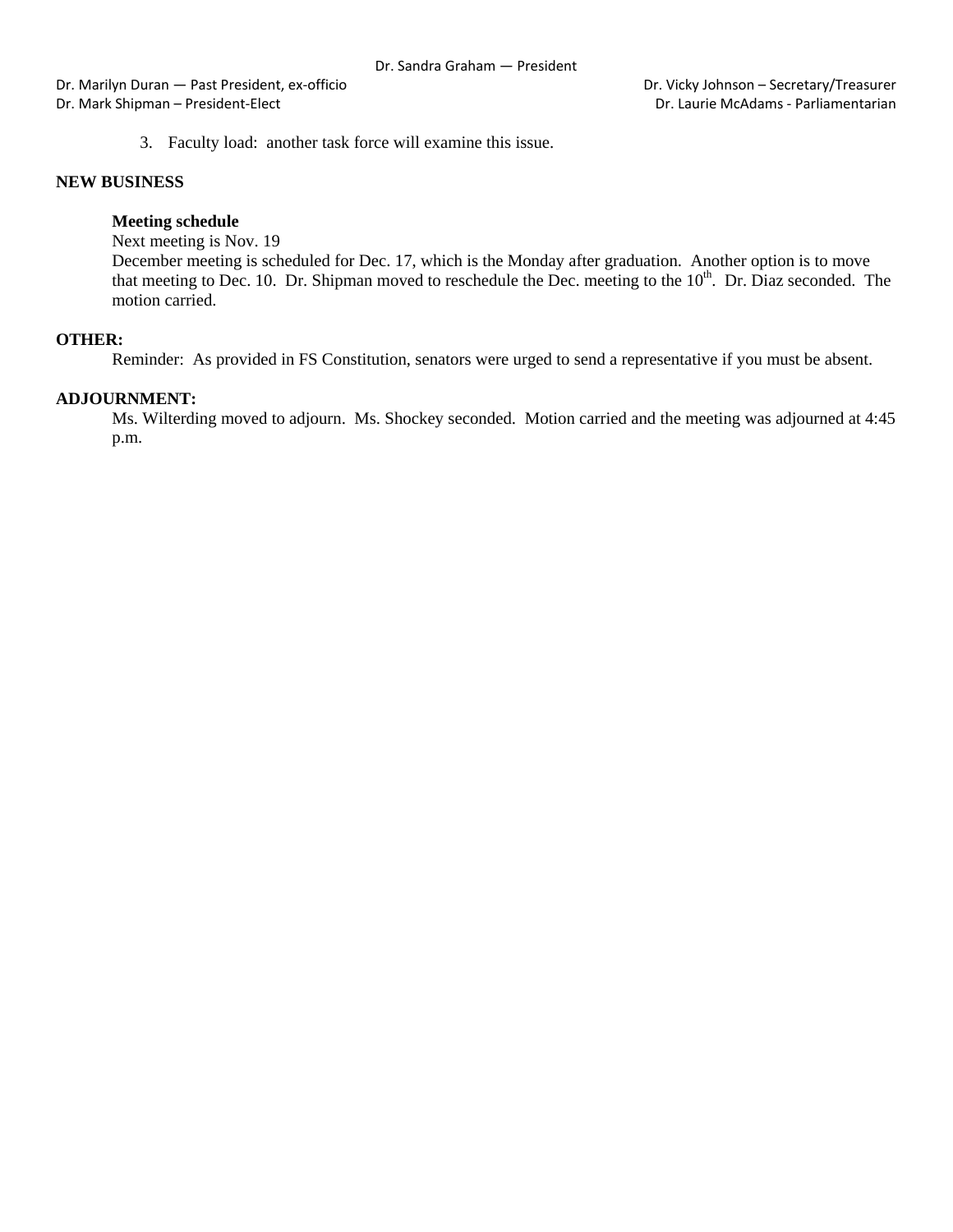3. Faculty load: another task force will examine this issue.

**NEW BUSINESS**

**Meeting schedule**

Next meeting is Nov. 19

December meeting is scheduled for Dec. 17, which is the Monday after graduation. Another option is to move that meeting to Dec. 10. Dr. Shipman moved to reschedule the Dec. meeting to the 10th. Dr. Diaz seconded. The motion carried.

**OTHER:**

Reminder: As provided in FS Constitution, senators were urged to send a representative if you must be absent.

**ADJOURNMENT:**

Ms. Wilterding moved to adjourn. Ms. Shockey seconded. Motion carried and the meeting was adjourned at 4:45 p.m.